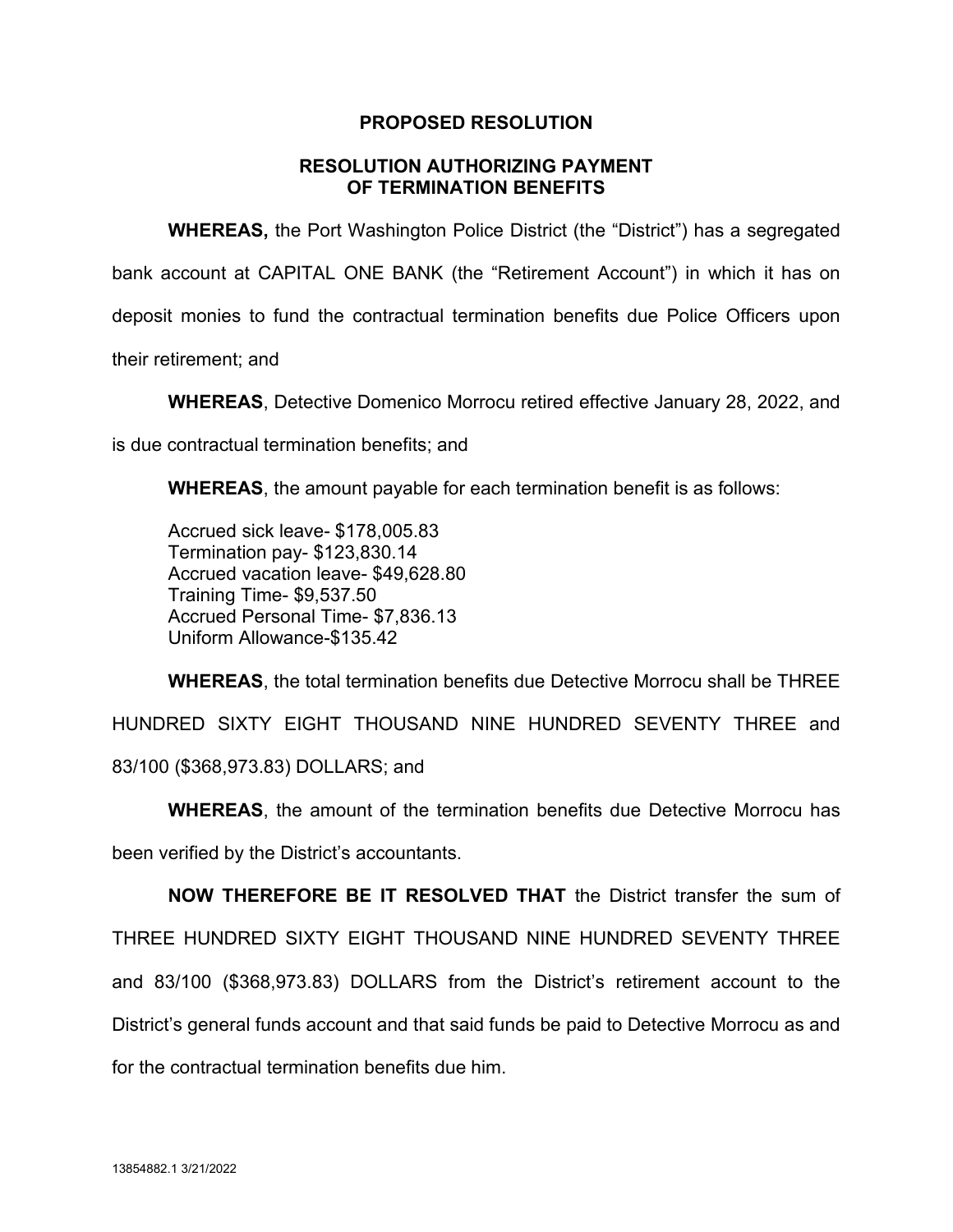**PROPOSED RESOLUTION**

**RESOLUTION AUTHORIZING PAYMENT OF TERMINATION BENEFITS**

**WHEREAS,** the Port Washington Police District (the "District") has a segregated bank account at CAPITAL ONE BANK (the "Retirement Account") in which it has on deposit monies to fund the contractual termination benefits due Police Officers upon their retirement; and

**WHEREAS**, Detective Domenico Morrocu retired effective January 28, 2022, and is due contractual termination benefits; and

**WHEREAS**, the amount payable for each termination benefit is as follows:

Accrued sick leave- $178,005.83
Termination pay- $123,830.14
Accrued vacation leave- $49,628.80
Training Time- $9,537.50
Accrued Personal Time- $7,836.13
Uniform Allowance-$135.42

**WHEREAS**, the total termination benefits due Detective Morrocu shall be THREE HUNDRED SIXTY EIGHT THOUSAND NINE HUNDRED SEVENTY THREE and 83/100 ($368,973.83) DOLLARS; and

**WHEREAS**, the amount of the termination benefits due Detective Morrocu has been verified by the District's accountants.

**NOW THEREFORE BE IT RESOLVED THAT** the District transfer the sum of THREE HUNDRED SIXTY EIGHT THOUSAND NINE HUNDRED SEVENTY THREE and 83/100 ($368,973.83) DOLLARS from the District's retirement account to the District's general funds account and that said funds be paid to Detective Morrocu as and for the contractual termination benefits due him.

13854882.1 3/21/2022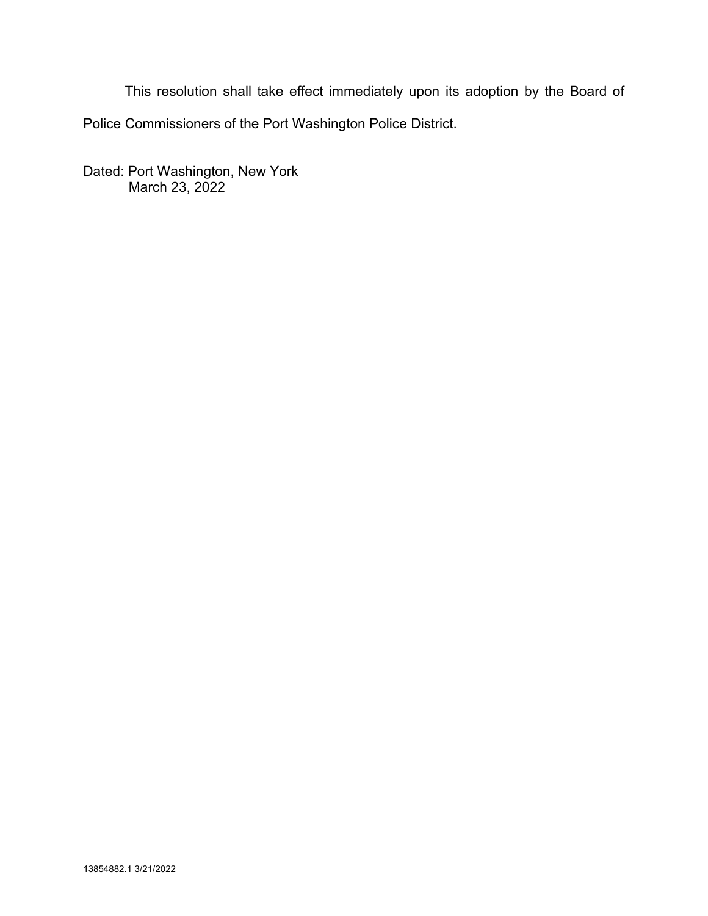This resolution shall take effect immediately upon its adoption by the Board of Police Commissioners of the Port Washington Police District.

Dated: Port Washington, New York
March 23, 2022

13854882.1 3/21/2022